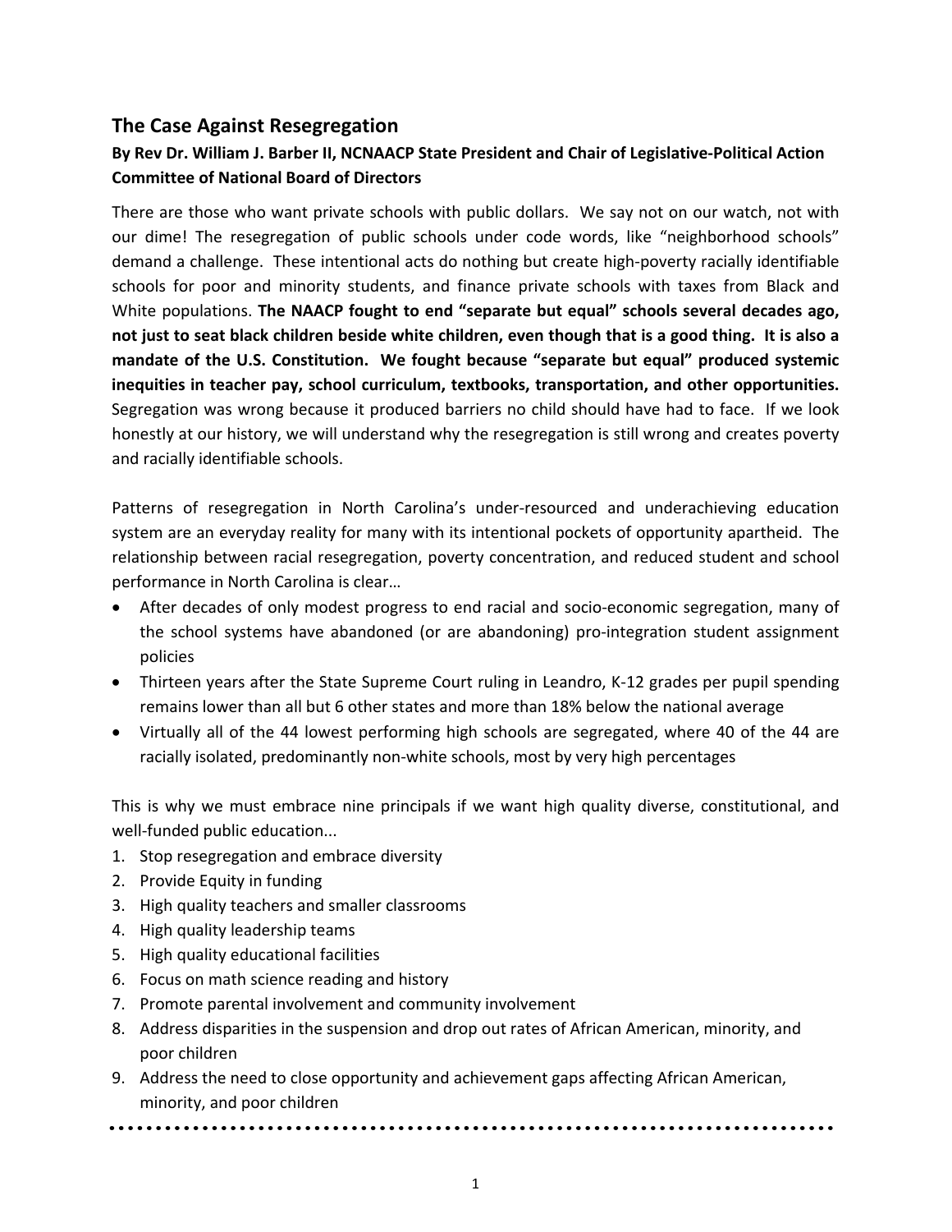## The Case Against Resegregation

### By Rev Dr. William J. Barber II, NCNAACP State President and Chair of Legislative-Political Action Committee of National Board of Directors

There are those who want private schools with public dollars. We say not on our watch, not with our dime! The resegregation of public schools under code words, like "neighborhood schools" demand a challenge. These intentional acts do nothing but create high-poverty racially identifiable schools for poor and minority students, and finance private schools with taxes from Black and White populations. **The NAACP fought to end "separate but equal" schools several decades ago, not just to seat black children beside white children, even though that is a good thing. It is also a mandate of the U.S. Constitution. We fought because "separate but equal" produced systemic inequities in teacher pay, school curriculum, textbooks, transportation, and other opportunities.** Segregation was wrong because it produced barriers no child should have had to face. If we look honestly at our history, we will understand why the resegregation is still wrong and creates poverty and racially identifiable schools.

Patterns of resegregation in North Carolina's under-resourced and underachieving education system are an everyday reality for many with its intentional pockets of opportunity apartheid. The relationship between racial resegregation, poverty concentration, and reduced student and school performance in North Carolina is clear…

- After decades of only modest progress to end racial and socio-economic segregation, many of the school systems have abandoned (or are abandoning) pro-integration student assignment policies
- Thirteen years after the State Supreme Court ruling in Leandro, K-12 grades per pupil spending remains lower than all but 6 other states and more than 18% below the national average
- Virtually all of the 44 lowest performing high schools are segregated, where 40 of the 44 are racially isolated, predominantly non-white schools, most by very high percentages

This is why we must embrace nine principals if we want high quality diverse, constitutional, and well-funded public education...

1. Stop resegregation and embrace diversity
2. Provide Equity in funding
3. High quality teachers and smaller classrooms
4. High quality leadership teams
5. High quality educational facilities
6. Focus on math science reading and history
7. Promote parental involvement and community involvement
8. Address disparities in the suspension and drop out rates of African American, minority, and poor children
9. Address the need to close opportunity and achievement gaps affecting African American, minority, and poor children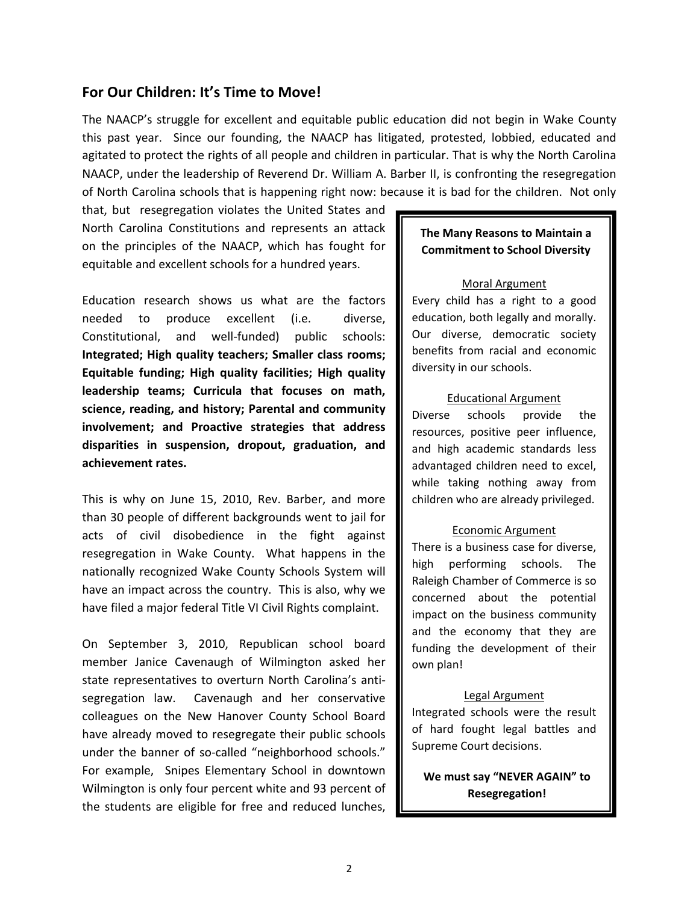## For Our Children: It's Time to Move!

The NAACP's struggle for excellent and equitable public education did not begin in Wake County this past year. Since our founding, the NAACP has litigated, protested, lobbied, educated and agitated to protect the rights of all people and children in particular. That is why the North Carolina NAACP, under the leadership of Reverend Dr. William A. Barber II, is confronting the resegregation of North Carolina schools that is happening right now: because it is bad for the children. Not only that, but resegregation violates the United States and North Carolina Constitutions and represents an attack on the principles of the NAACP, which has fought for equitable and excellent schools for a hundred years.

Education research shows us what are the factors needed to produce excellent (i.e. diverse, Constitutional, and well-funded) public schools: **Integrated; High quality teachers; Smaller class rooms; Equitable funding; High quality facilities; High quality leadership teams; Curricula that focuses on math, science, reading, and history; Parental and community involvement; and Proactive strategies that address disparities in suspension, dropout, graduation, and achievement rates.**

This is why on June 15, 2010, Rev. Barber, and more than 30 people of different backgrounds went to jail for acts of civil disobedience in the fight against resegregation in Wake County. What happens in the nationally recognized Wake County Schools System will have an impact across the country. This is also, why we have filed a major federal Title VI Civil Rights complaint.

On September 3, 2010, Republican school board member Janice Cavenaugh of Wilmington asked her state representatives to overturn North Carolina's anti-segregation law. Cavenaugh and her conservative colleagues on the New Hanover County School Board have already moved to resegregate their public schools under the banner of so-called "neighborhood schools." For example, Snipes Elementary School in downtown Wilmington is only four percent white and 93 percent of the students are eligible for free and reduced lunches,

**The Many Reasons to Maintain a Commitment to School Diversity**

Moral Argument

Every child has a right to a good education, both legally and morally. Our diverse, democratic society benefits from racial and economic diversity in our schools.

Educational Argument

Diverse schools provide the resources, positive peer influence, and high academic standards less advantaged children need to excel, while taking nothing away from children who are already privileged.

Economic Argument

There is a business case for diverse, high performing schools. The Raleigh Chamber of Commerce is so concerned about the potential impact on the business community and the economy that they are funding the development of their own plan!

Legal Argument

Integrated schools were the result of hard fought legal battles and Supreme Court decisions.

**We must say "NEVER AGAIN" to Resegregation!**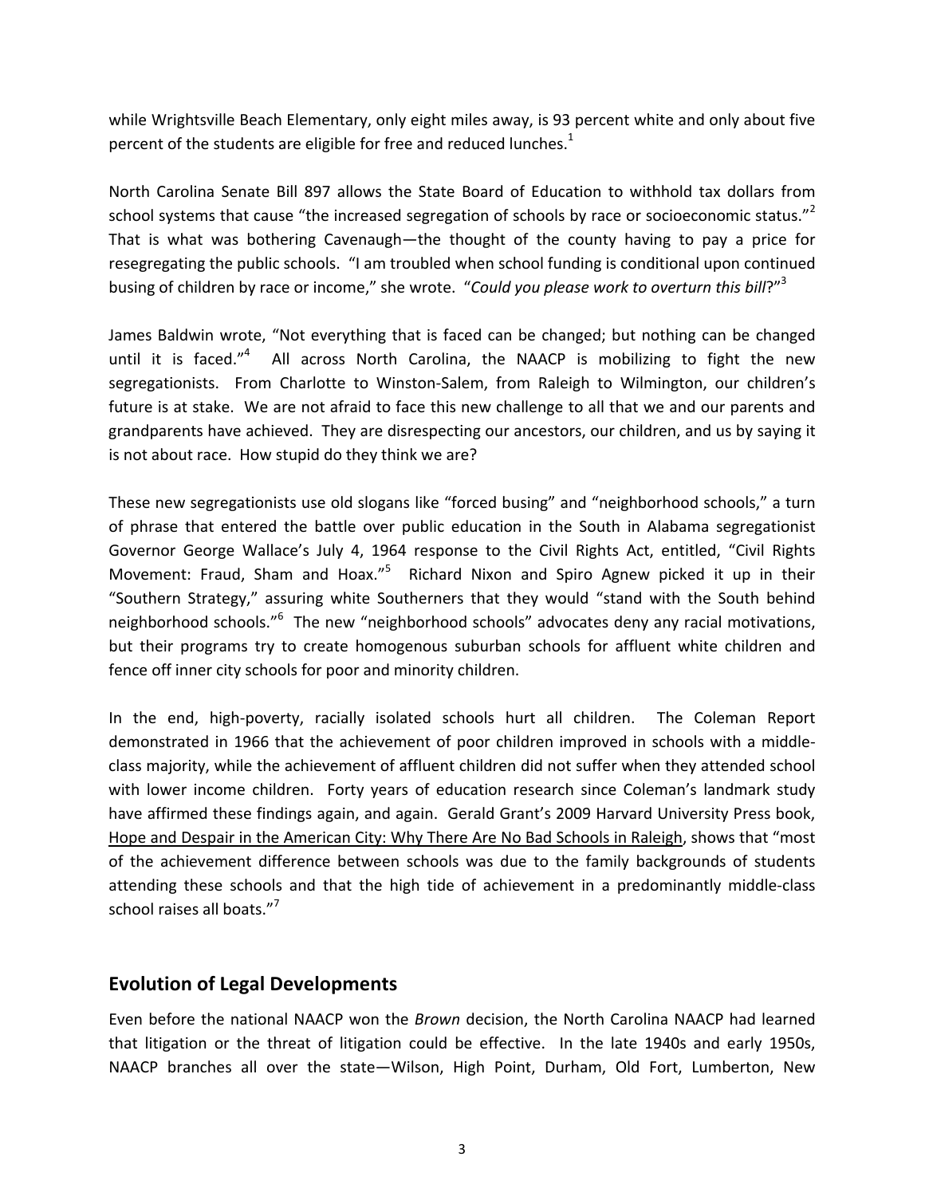while Wrightsville Beach Elementary, only eight miles away, is 93 percent white and only about five percent of the students are eligible for free and reduced lunches.[1]

North Carolina Senate Bill 897 allows the State Board of Education to withhold tax dollars from school systems that cause "the increased segregation of schools by race or socioeconomic status."[2] That is what was bothering Cavenaugh—the thought of the county having to pay a price for resegregating the public schools. "I am troubled when school funding is conditional upon continued busing of children by race or income," she wrote. "*Could you please work to overturn this bill*?"[3]

James Baldwin wrote, "Not everything that is faced can be changed; but nothing can be changed until it is faced."[4] All across North Carolina, the NAACP is mobilizing to fight the new segregationists. From Charlotte to Winston-Salem, from Raleigh to Wilmington, our children's future is at stake. We are not afraid to face this new challenge to all that we and our parents and grandparents have achieved. They are disrespecting our ancestors, our children, and us by saying it is not about race. How stupid do they think we are?

These new segregationists use old slogans like "forced busing" and "neighborhood schools," a turn of phrase that entered the battle over public education in the South in Alabama segregationist Governor George Wallace's July 4, 1964 response to the Civil Rights Act, entitled, "Civil Rights Movement: Fraud, Sham and Hoax."[5] Richard Nixon and Spiro Agnew picked it up in their "Southern Strategy," assuring white Southerners that they would "stand with the South behind neighborhood schools."[6] The new "neighborhood schools" advocates deny any racial motivations, but their programs try to create homogenous suburban schools for affluent white children and fence off inner city schools for poor and minority children.

In the end, high-poverty, racially isolated schools hurt all children. The Coleman Report demonstrated in 1966 that the achievement of poor children improved in schools with a middle-class majority, while the achievement of affluent children did not suffer when they attended school with lower income children. Forty years of education research since Coleman's landmark study have affirmed these findings again, and again. Gerald Grant's 2009 Harvard University Press book, Hope and Despair in the American City: Why There Are No Bad Schools in Raleigh, shows that "most of the achievement difference between schools was due to the family backgrounds of students attending these schools and that the high tide of achievement in a predominantly middle-class school raises all boats."[7]

## Evolution of Legal Developments

Even before the national NAACP won the *Brown* decision, the North Carolina NAACP had learned that litigation or the threat of litigation could be effective. In the late 1940s and early 1950s, NAACP branches all over the state—Wilson, High Point, Durham, Old Fort, Lumberton, New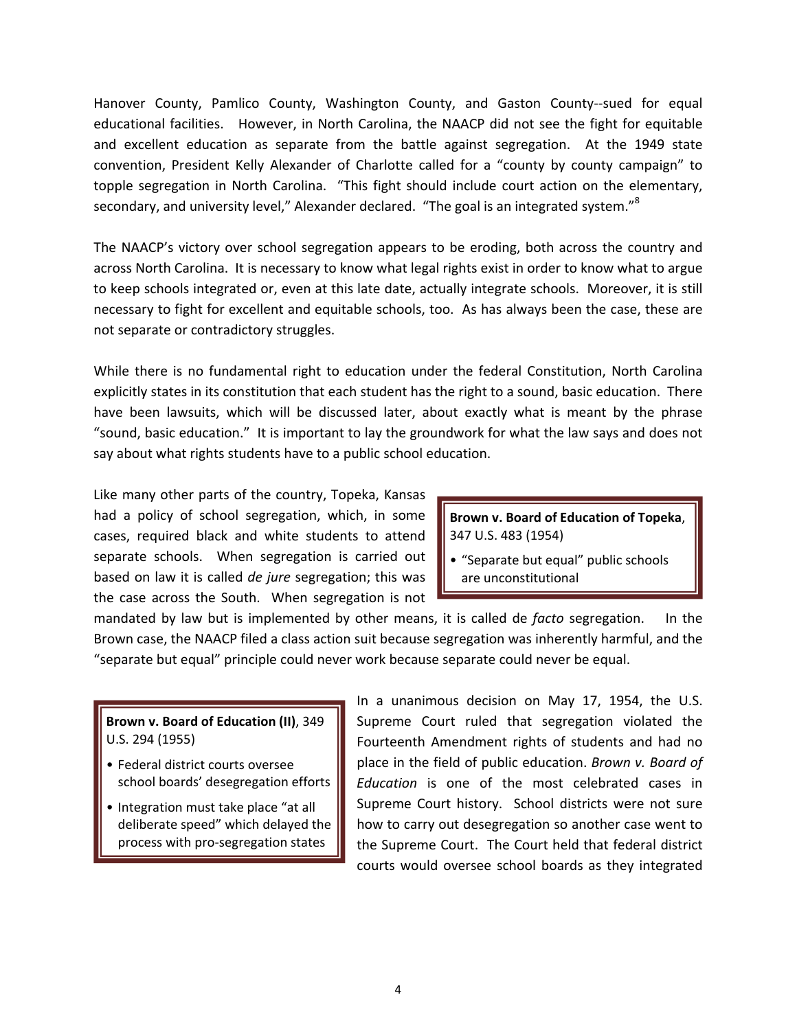Hanover County, Pamlico County, Washington County, and Gaston County--sued for equal educational facilities. However, in North Carolina, the NAACP did not see the fight for equitable and excellent education as separate from the battle against segregation. At the 1949 state convention, President Kelly Alexander of Charlotte called for a "county by county campaign" to topple segregation in North Carolina. "This fight should include court action on the elementary, secondary, and university level," Alexander declared. "The goal is an integrated system."[8]

The NAACP's victory over school segregation appears to be eroding, both across the country and across North Carolina. It is necessary to know what legal rights exist in order to know what to argue to keep schools integrated or, even at this late date, actually integrate schools. Moreover, it is still necessary to fight for excellent and equitable schools, too. As has always been the case, these are not separate or contradictory struggles.

While there is no fundamental right to education under the federal Constitution, North Carolina explicitly states in its constitution that each student has the right to a sound, basic education. There have been lawsuits, which will be discussed later, about exactly what is meant by the phrase "sound, basic education." It is important to lay the groundwork for what the law says and does not say about what rights students have to a public school education.

> **Brown v. Board of Education of Topeka**, 347 U.S. 483 (1954)
>
> - "Separate but equal" public schools are unconstitutional

Like many other parts of the country, Topeka, Kansas had a policy of school segregation, which, in some cases, required black and white students to attend separate schools. When segregation is carried out based on law it is called *de jure* segregation; this was the case across the South. When segregation is not mandated by law but is implemented by other means, it is called de *facto* segregation. In the Brown case, the NAACP filed a class action suit because segregation was inherently harmful, and the "separate but equal" principle could never work because separate could never be equal.

> **Brown v. Board of Education (II)**, 349 U.S. 294 (1955)
>
> - Federal district courts oversee school boards' desegregation efforts
> - Integration must take place "at all deliberate speed" which delayed the process with pro-segregation states

In a unanimous decision on May 17, 1954, the U.S. Supreme Court ruled that segregation violated the Fourteenth Amendment rights of students and had no place in the field of public education. *Brown v. Board of Education* is one of the most celebrated cases in Supreme Court history. School districts were not sure how to carry out desegregation so another case went to the Supreme Court. The Court held that federal district courts would oversee school boards as they integrated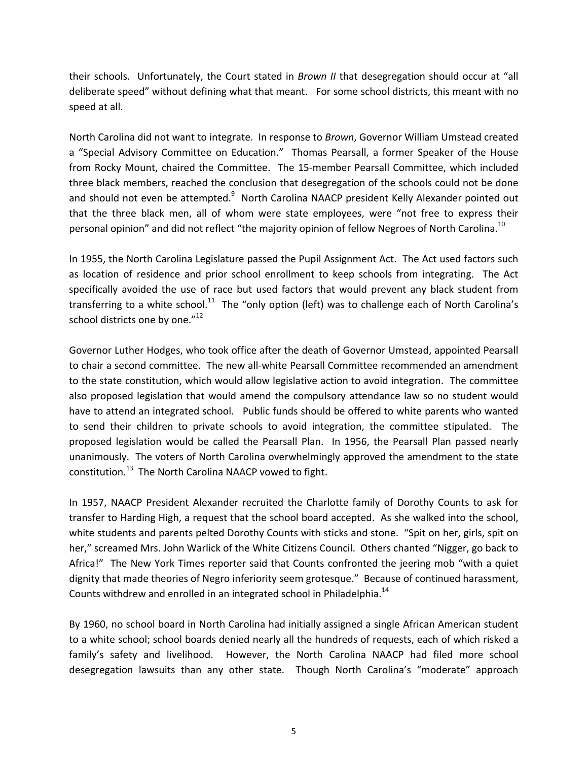their schools. Unfortunately, the Court stated in *Brown II* that desegregation should occur at "all deliberate speed" without defining what that meant. For some school districts, this meant with no speed at all.

North Carolina did not want to integrate. In response to *Brown*, Governor William Umstead created a "Special Advisory Committee on Education." Thomas Pearsall, a former Speaker of the House from Rocky Mount, chaired the Committee. The 15-member Pearsall Committee, which included three black members, reached the conclusion that desegregation of the schools could not be done and should not even be attempted.[9] North Carolina NAACP president Kelly Alexander pointed out that the three black men, all of whom were state employees, were "not free to express their personal opinion" and did not reflect "the majority opinion of fellow Negroes of North Carolina.[10]

In 1955, the North Carolina Legislature passed the Pupil Assignment Act. The Act used factors such as location of residence and prior school enrollment to keep schools from integrating. The Act specifically avoided the use of race but used factors that would prevent any black student from transferring to a white school.[11] The "only option (left) was to challenge each of North Carolina's school districts one by one."[12]

Governor Luther Hodges, who took office after the death of Governor Umstead, appointed Pearsall to chair a second committee. The new all-white Pearsall Committee recommended an amendment to the state constitution, which would allow legislative action to avoid integration. The committee also proposed legislation that would amend the compulsory attendance law so no student would have to attend an integrated school. Public funds should be offered to white parents who wanted to send their children to private schools to avoid integration, the committee stipulated. The proposed legislation would be called the Pearsall Plan. In 1956, the Pearsall Plan passed nearly unanimously. The voters of North Carolina overwhelmingly approved the amendment to the state constitution.[13] The North Carolina NAACP vowed to fight.

In 1957, NAACP President Alexander recruited the Charlotte family of Dorothy Counts to ask for transfer to Harding High, a request that the school board accepted. As she walked into the school, white students and parents pelted Dorothy Counts with sticks and stone. "Spit on her, girls, spit on her," screamed Mrs. John Warlick of the White Citizens Council. Others chanted "Nigger, go back to Africa!" The New York Times reporter said that Counts confronted the jeering mob "with a quiet dignity that made theories of Negro inferiority seem grotesque." Because of continued harassment, Counts withdrew and enrolled in an integrated school in Philadelphia.[14]

By 1960, no school board in North Carolina had initially assigned a single African American student to a white school; school boards denied nearly all the hundreds of requests, each of which risked a family's safety and livelihood. However, the North Carolina NAACP had filed more school desegregation lawsuits than any other state. Though North Carolina's "moderate" approach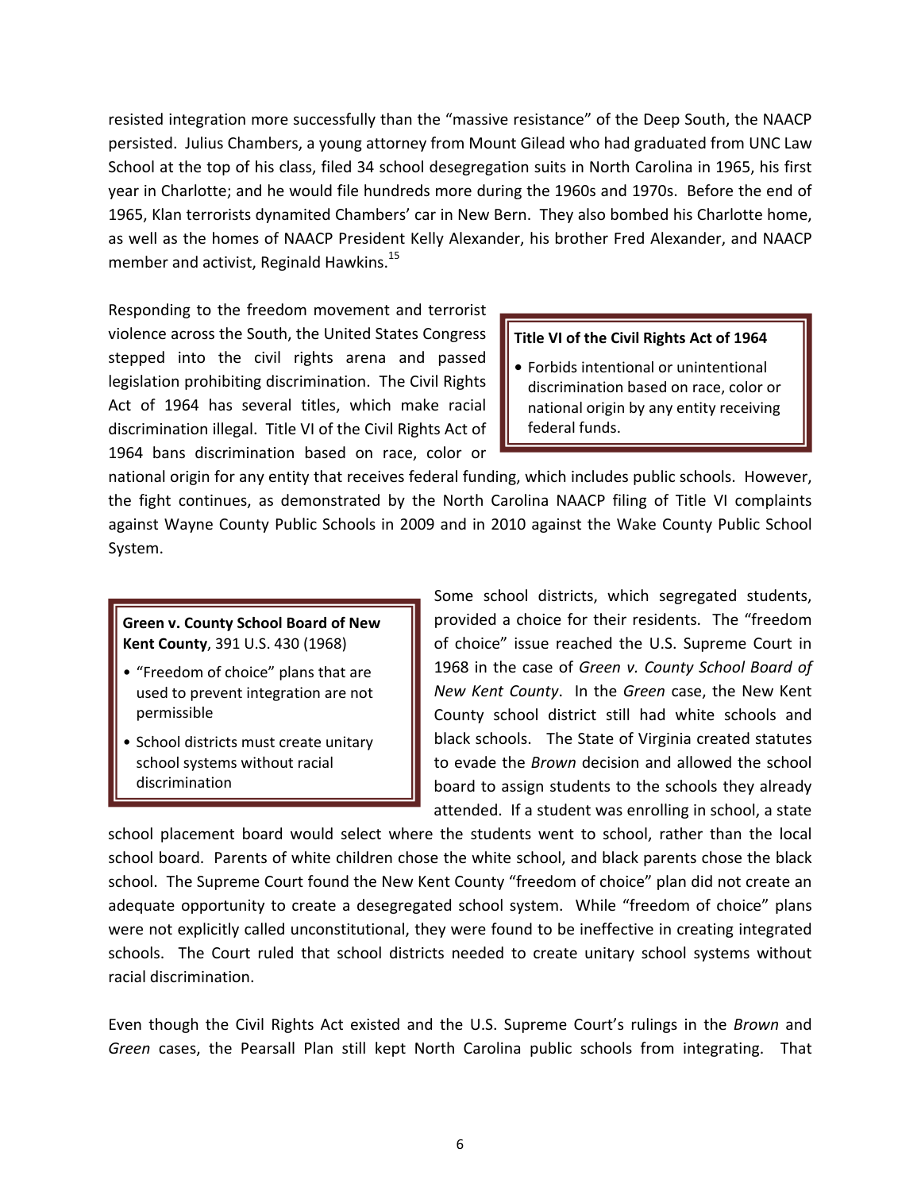resisted integration more successfully than the "massive resistance" of the Deep South, the NAACP persisted. Julius Chambers, a young attorney from Mount Gilead who had graduated from UNC Law School at the top of his class, filed 34 school desegregation suits in North Carolina in 1965, his first year in Charlotte; and he would file hundreds more during the 1960s and 1970s. Before the end of 1965, Klan terrorists dynamited Chambers' car in New Bern. They also bombed his Charlotte home, as well as the homes of NAACP President Kelly Alexander, his brother Fred Alexander, and NAACP member and activist, Reginald Hawkins.[15]

> **Title VI of the Civil Rights Act of 1964**
>
> - Forbids intentional or unintentional discrimination based on race, color or national origin by any entity receiving federal funds.

Responding to the freedom movement and terrorist violence across the South, the United States Congress stepped into the civil rights arena and passed legislation prohibiting discrimination. The Civil Rights Act of 1964 has several titles, which make racial discrimination illegal. Title VI of the Civil Rights Act of 1964 bans discrimination based on race, color or national origin for any entity that receives federal funding, which includes public schools. However, the fight continues, as demonstrated by the North Carolina NAACP filing of Title VI complaints against Wayne County Public Schools in 2009 and in 2010 against the Wake County Public School System.

> **Green v. County School Board of New Kent County**, 391 U.S. 430 (1968)
>
> - "Freedom of choice" plans that are used to prevent integration are not permissible
> - School districts must create unitary school systems without racial discrimination

Some school districts, which segregated students, provided a choice for their residents. The "freedom of choice" issue reached the U.S. Supreme Court in 1968 in the case of *Green v. County School Board of New Kent County*. In the *Green* case, the New Kent County school district still had white schools and black schools. The State of Virginia created statutes to evade the *Brown* decision and allowed the school board to assign students to the schools they already attended. If a student was enrolling in school, a state school placement board would select where the students went to school, rather than the local school board. Parents of white children chose the white school, and black parents chose the black school. The Supreme Court found the New Kent County "freedom of choice" plan did not create an adequate opportunity to create a desegregated school system. While "freedom of choice" plans were not explicitly called unconstitutional, they were found to be ineffective in creating integrated schools. The Court ruled that school districts needed to create unitary school systems without racial discrimination.

Even though the Civil Rights Act existed and the U.S. Supreme Court's rulings in the *Brown* and *Green* cases, the Pearsall Plan still kept North Carolina public schools from integrating. That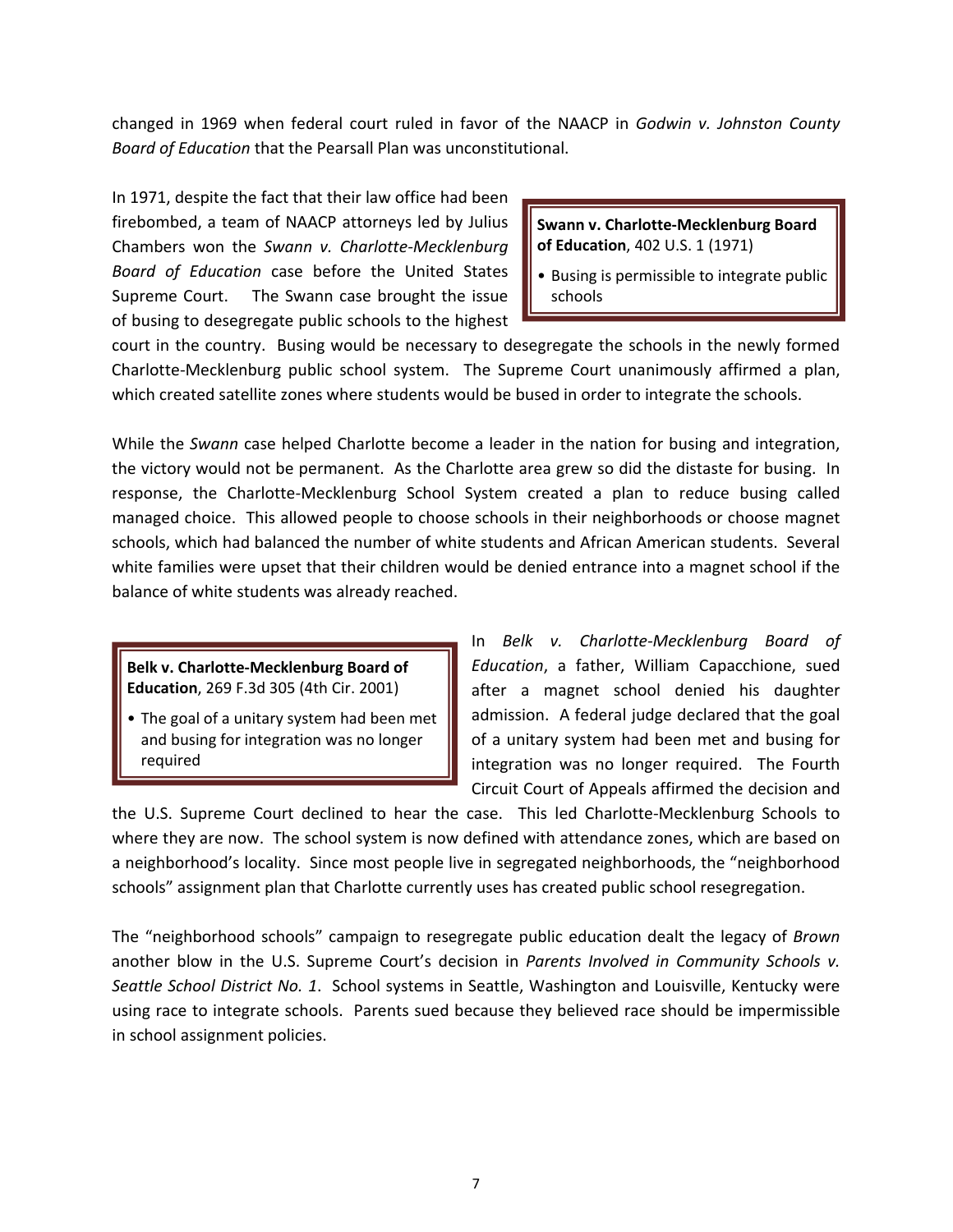changed in 1969 when federal court ruled in favor of the NAACP in *Godwin v. Johnston County Board of Education* that the Pearsall Plan was unconstitutional.

In 1971, despite the fact that their law office had been firebombed, a team of NAACP attorneys led by Julius Chambers won the *Swann v. Charlotte-Mecklenburg Board of Education* case before the United States Supreme Court. The Swann case brought the issue of busing to desegregate public schools to the highest court in the country. Busing would be necessary to desegregate the schools in the newly formed Charlotte-Mecklenburg public school system. The Supreme Court unanimously affirmed a plan, which created satellite zones where students would be bused in order to integrate the schools.

> **Swann v. Charlotte-Mecklenburg Board of Education**, 402 U.S. 1 (1971)
>
> - Busing is permissible to integrate public schools

While the *Swann* case helped Charlotte become a leader in the nation for busing and integration, the victory would not be permanent. As the Charlotte area grew so did the distaste for busing. In response, the Charlotte-Mecklenburg School System created a plan to reduce busing called managed choice. This allowed people to choose schools in their neighborhoods or choose magnet schools, which had balanced the number of white students and African American students. Several white families were upset that their children would be denied entrance into a magnet school if the balance of white students was already reached.

> **Belk v. Charlotte-Mecklenburg Board of Education**, 269 F.3d 305 (4th Cir. 2001)
>
> - The goal of a unitary system had been met and busing for integration was no longer required

In *Belk v. Charlotte-Mecklenburg Board of Education*, a father, William Capacchione, sued after a magnet school denied his daughter admission. A federal judge declared that the goal of a unitary system had been met and busing for integration was no longer required. The Fourth Circuit Court of Appeals affirmed the decision and the U.S. Supreme Court declined to hear the case. This led Charlotte-Mecklenburg Schools to where they are now. The school system is now defined with attendance zones, which are based on a neighborhood's locality. Since most people live in segregated neighborhoods, the "neighborhood schools" assignment plan that Charlotte currently uses has created public school resegregation.

The "neighborhood schools" campaign to resegregate public education dealt the legacy of *Brown* another blow in the U.S. Supreme Court's decision in *Parents Involved in Community Schools v. Seattle School District No. 1*. School systems in Seattle, Washington and Louisville, Kentucky were using race to integrate schools. Parents sued because they believed race should be impermissible in school assignment policies.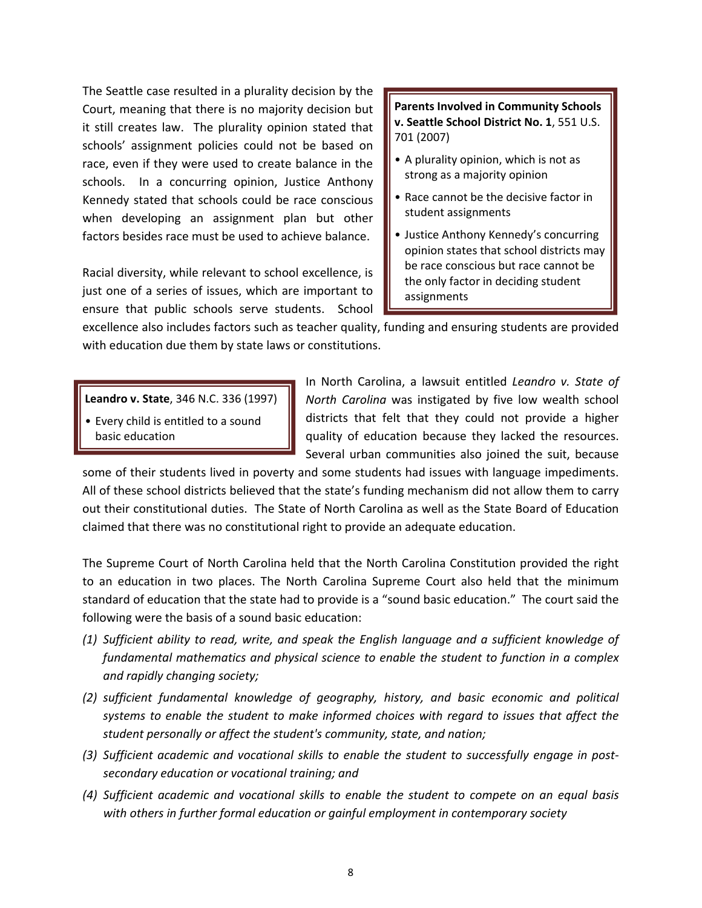The Seattle case resulted in a plurality decision by the Court, meaning that there is no majority decision but it still creates law. The plurality opinion stated that schools' assignment policies could not be based on race, even if they were used to create balance in the schools. In a concurring opinion, Justice Anthony Kennedy stated that schools could be race conscious when developing an assignment plan but other factors besides race must be used to achieve balance.

> **Parents Involved in Community Schools v. Seattle School District No. 1**, 551 U.S. 701 (2007)
>
> - A plurality opinion, which is not as strong as a majority opinion
> - Race cannot be the decisive factor in student assignments
> - Justice Anthony Kennedy's concurring opinion states that school districts may be race conscious but race cannot be the only factor in deciding student assignments

Racial diversity, while relevant to school excellence, is just one of a series of issues, which are important to ensure that public schools serve students. School excellence also includes factors such as teacher quality, funding and ensuring students are provided with education due them by state laws or constitutions.

> **Leandro v. State**, 346 N.C. 336 (1997)
>
> - Every child is entitled to a sound basic education

In North Carolina, a lawsuit entitled *Leandro v. State of North Carolina* was instigated by five low wealth school districts that felt that they could not provide a higher quality of education because they lacked the resources. Several urban communities also joined the suit, because some of their students lived in poverty and some students had issues with language impediments. All of these school districts believed that the state's funding mechanism did not allow them to carry out their constitutional duties. The State of North Carolina as well as the State Board of Education claimed that there was no constitutional right to provide an adequate education.

The Supreme Court of North Carolina held that the North Carolina Constitution provided the right to an education in two places. The North Carolina Supreme Court also held that the minimum standard of education that the state had to provide is a "sound basic education." The court said the following were the basis of a sound basic education:

*(1) Sufficient ability to read, write, and speak the English language and a sufficient knowledge of fundamental mathematics and physical science to enable the student to function in a complex and rapidly changing society;*

*(2) sufficient fundamental knowledge of geography, history, and basic economic and political systems to enable the student to make informed choices with regard to issues that affect the student personally or affect the student's community, state, and nation;*

*(3) Sufficient academic and vocational skills to enable the student to successfully engage in post-secondary education or vocational training; and*

*(4) Sufficient academic and vocational skills to enable the student to compete on an equal basis with others in further formal education or gainful employment in contemporary society*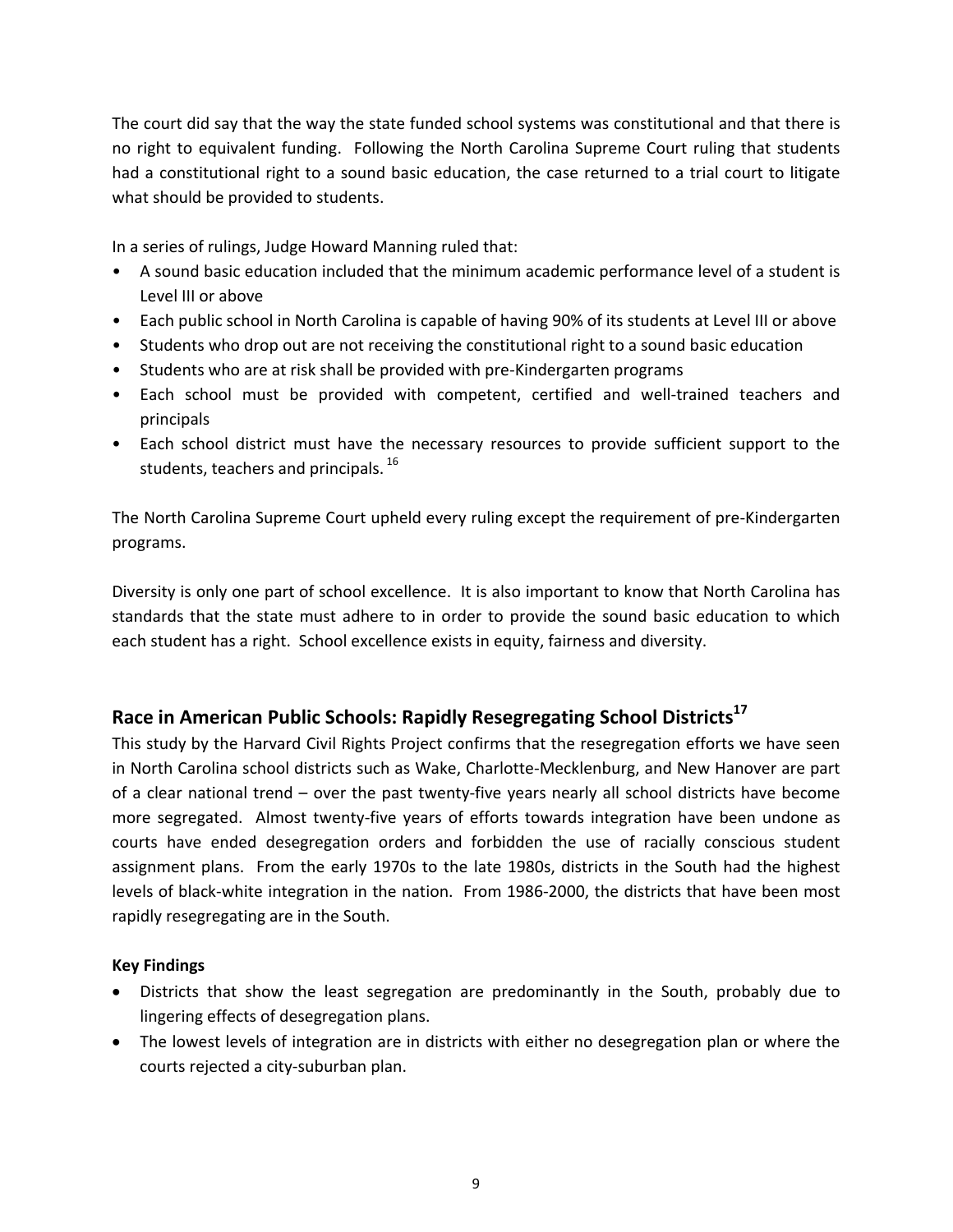The court did say that the way the state funded school systems was constitutional and that there is no right to equivalent funding. Following the North Carolina Supreme Court ruling that students had a constitutional right to a sound basic education, the case returned to a trial court to litigate what should be provided to students.

In a series of rulings, Judge Howard Manning ruled that:

- A sound basic education included that the minimum academic performance level of a student is Level III or above
- Each public school in North Carolina is capable of having 90% of its students at Level III or above
- Students who drop out are not receiving the constitutional right to a sound basic education
- Students who are at risk shall be provided with pre-Kindergarten programs
- Each school must be provided with competent, certified and well-trained teachers and principals
- Each school district must have the necessary resources to provide sufficient support to the students, teachers and principals. [16]

The North Carolina Supreme Court upheld every ruling except the requirement of pre-Kindergarten programs.

Diversity is only one part of school excellence. It is also important to know that North Carolina has standards that the state must adhere to in order to provide the sound basic education to which each student has a right. School excellence exists in equity, fairness and diversity.

## Race in American Public Schools: Rapidly Resegregating School Districts[17]

This study by the Harvard Civil Rights Project confirms that the resegregation efforts we have seen in North Carolina school districts such as Wake, Charlotte-Mecklenburg, and New Hanover are part of a clear national trend – over the past twenty-five years nearly all school districts have become more segregated. Almost twenty-five years of efforts towards integration have been undone as courts have ended desegregation orders and forbidden the use of racially conscious student assignment plans. From the early 1970s to the late 1980s, districts in the South had the highest levels of black-white integration in the nation. From 1986-2000, the districts that have been most rapidly resegregating are in the South.

**Key Findings**

- Districts that show the least segregation are predominantly in the South, probably due to lingering effects of desegregation plans.
- The lowest levels of integration are in districts with either no desegregation plan or where the courts rejected a city-suburban plan.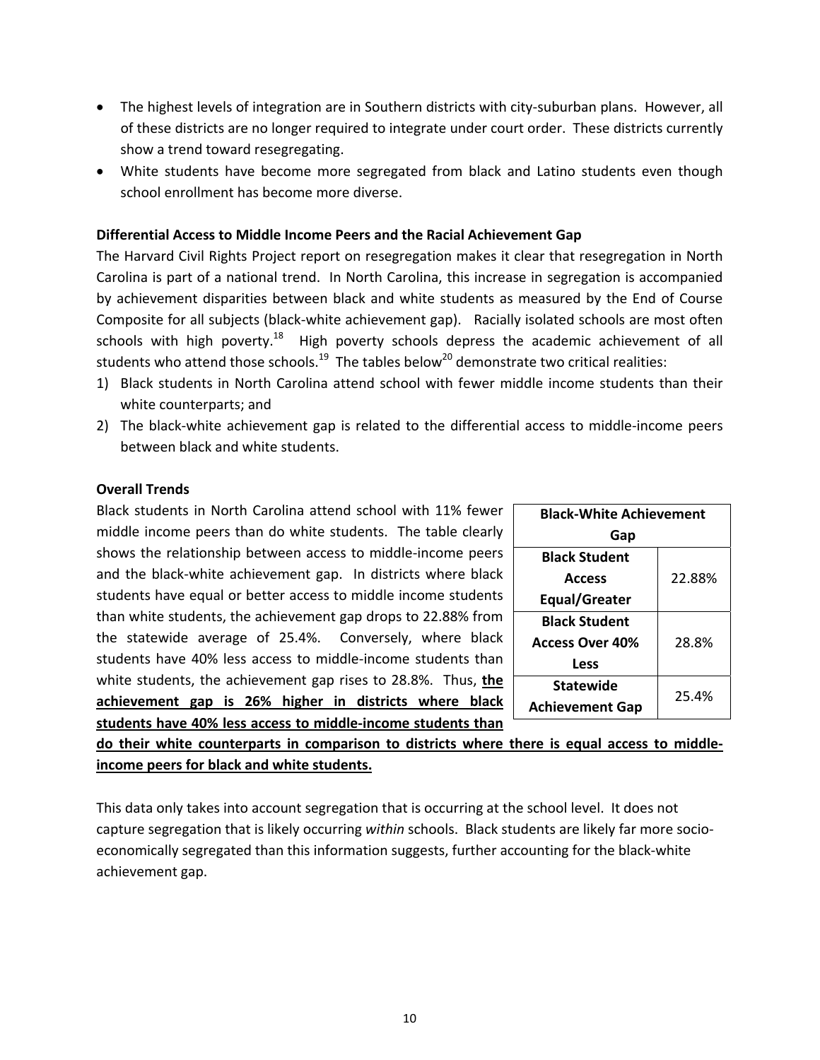- The highest levels of integration are in Southern districts with city-suburban plans. However, all of these districts are no longer required to integrate under court order. These districts currently show a trend toward resegregating.
- White students have become more segregated from black and Latino students even though school enrollment has become more diverse.

**Differential Access to Middle Income Peers and the Racial Achievement Gap**

The Harvard Civil Rights Project report on resegregation makes it clear that resegregation in North Carolina is part of a national trend. In North Carolina, this increase in segregation is accompanied by achievement disparities between black and white students as measured by the End of Course Composite for all subjects (black-white achievement gap). Racially isolated schools are most often schools with high poverty.[18] High poverty schools depress the academic achievement of all students who attend those schools.[19] The tables below[20] demonstrate two critical realities:

1) Black students in North Carolina attend school with fewer middle income students than their white counterparts; and
2) The black-white achievement gap is related to the differential access to middle-income peers between black and white students.

**Overall Trends**

Black students in North Carolina attend school with 11% fewer middle income peers than do white students. The table clearly shows the relationship between access to middle-income peers and the black-white achievement gap. In districts where black students have equal or better access to middle income students than white students, the achievement gap drops to 22.88% from the statewide average of 25.4%. Conversely, where black students have 40% less access to middle-income students than white students, the achievement gap rises to 28.8%. Thus, **<u>the achievement gap is 26% higher in districts where black students have 40% less access to middle-income students than do their white counterparts in comparison to districts where there is equal access to middle-income peers for black and white students.</u>**

| **Black-White Achievement Gap** | |
|---|---|
| **Black Student Access Equal/Greater** | 22.88% |
| **Black Student Access Over 40% Less** | 28.8% |
| **Statewide Achievement Gap** | 25.4% |

This data only takes into account segregation that is occurring at the school level. It does not capture segregation that is likely occurring *within* schools. Black students are likely far more socio-economically segregated than this information suggests, further accounting for the black-white achievement gap.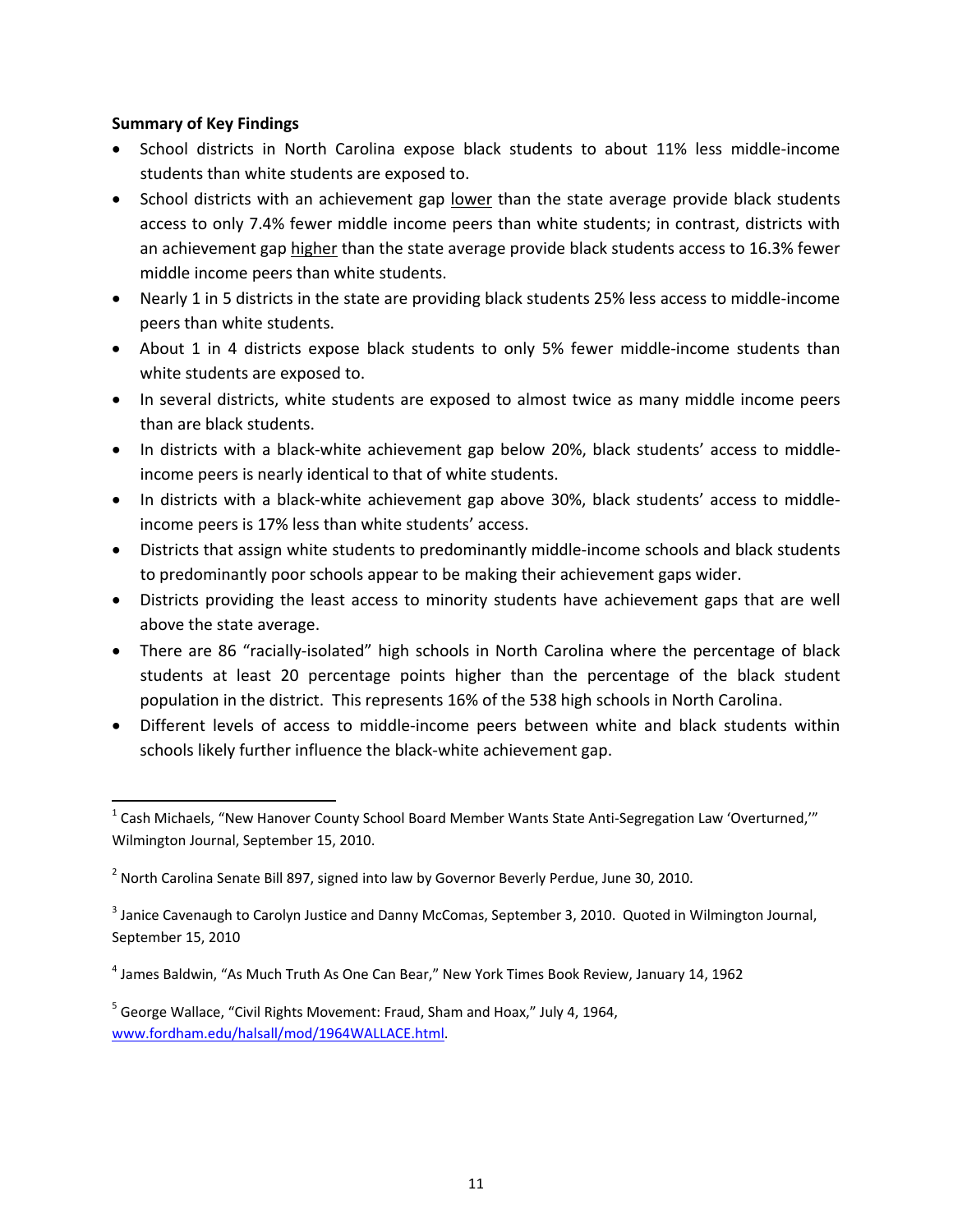**Summary of Key Findings**

- School districts in North Carolina expose black students to about 11% less middle-income students than white students are exposed to.
- School districts with an achievement gap lower than the state average provide black students access to only 7.4% fewer middle income peers than white students; in contrast, districts with an achievement gap higher than the state average provide black students access to 16.3% fewer middle income peers than white students.
- Nearly 1 in 5 districts in the state are providing black students 25% less access to middle-income peers than white students.
- About 1 in 4 districts expose black students to only 5% fewer middle-income students than white students are exposed to.
- In several districts, white students are exposed to almost twice as many middle income peers than are black students.
- In districts with a black-white achievement gap below 20%, black students' access to middle-income peers is nearly identical to that of white students.
- In districts with a black-white achievement gap above 30%, black students' access to middle-income peers is 17% less than white students' access.
- Districts that assign white students to predominantly middle-income schools and black students to predominantly poor schools appear to be making their achievement gaps wider.
- Districts providing the least access to minority students have achievement gaps that are well above the state average.
- There are 86 "racially-isolated" high schools in North Carolina where the percentage of black students at least 20 percentage points higher than the percentage of the black student population in the district. This represents 16% of the 538 high schools in North Carolina.
- Different levels of access to middle-income peers between white and black students within schools likely further influence the black-white achievement gap.

---

[1] Cash Michaels, "New Hanover County School Board Member Wants State Anti-Segregation Law 'Overturned,'" Wilmington Journal, September 15, 2010.

[2] North Carolina Senate Bill 897, signed into law by Governor Beverly Perdue, June 30, 2010.

[3] Janice Cavenaugh to Carolyn Justice and Danny McComas, September 3, 2010. Quoted in Wilmington Journal, September 15, 2010

[4] James Baldwin, "As Much Truth As One Can Bear," New York Times Book Review, January 14, 1962

[5] George Wallace, "Civil Rights Movement: Fraud, Sham and Hoax," July 4, 1964, www.fordham.edu/halsall/mod/1964WALLACE.html.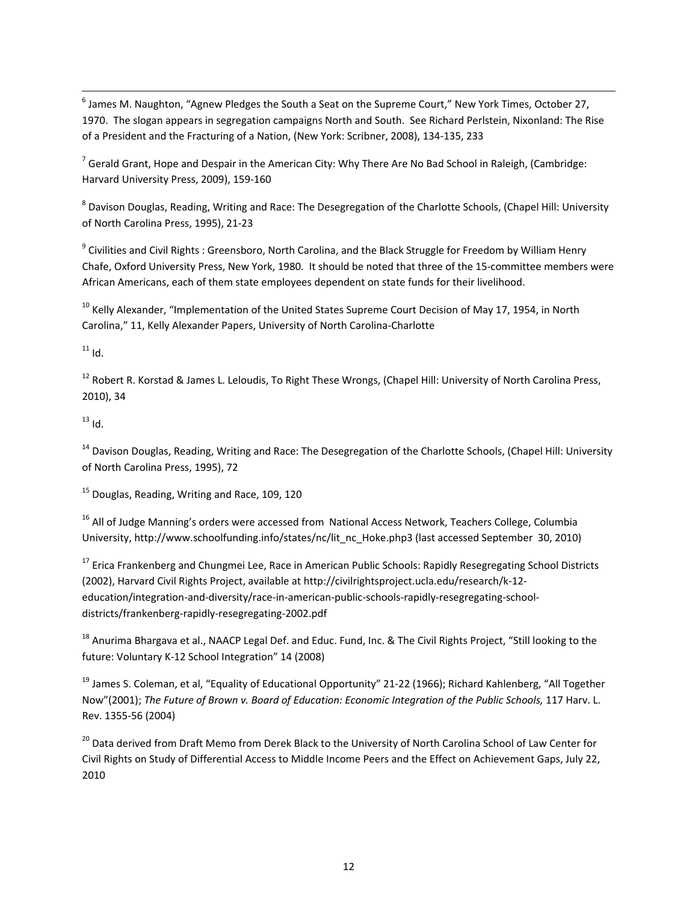[6] James M. Naughton, "Agnew Pledges the South a Seat on the Supreme Court," New York Times, October 27, 1970. The slogan appears in segregation campaigns North and South. See Richard Perlstein, Nixonland: The Rise of a President and the Fracturing of a Nation, (New York: Scribner, 2008), 134-135, 233

[7] Gerald Grant, Hope and Despair in the American City: Why There Are No Bad School in Raleigh, (Cambridge: Harvard University Press, 2009), 159-160

[8] Davison Douglas, Reading, Writing and Race: The Desegregation of the Charlotte Schools, (Chapel Hill: University of North Carolina Press, 1995), 21-23

[9] Civilities and Civil Rights : Greensboro, North Carolina, and the Black Struggle for Freedom by William Henry Chafe, Oxford University Press, New York, 1980. It should be noted that three of the 15-committee members were African Americans, each of them state employees dependent on state funds for their livelihood.

[10] Kelly Alexander, "Implementation of the United States Supreme Court Decision of May 17, 1954, in North Carolina," 11, Kelly Alexander Papers, University of North Carolina-Charlotte

[11] Id.

[12] Robert R. Korstad & James L. Leloudis, To Right These Wrongs, (Chapel Hill: University of North Carolina Press, 2010), 34

[13] Id.

[14] Davison Douglas, Reading, Writing and Race: The Desegregation of the Charlotte Schools, (Chapel Hill: University of North Carolina Press, 1995), 72

[15] Douglas, Reading, Writing and Race, 109, 120

[16] All of Judge Manning's orders were accessed from National Access Network, Teachers College, Columbia University, http://www.schoolfunding.info/states/nc/lit_nc_Hoke.php3 (last accessed September 30, 2010)

[17] Erica Frankenberg and Chungmei Lee, Race in American Public Schools: Rapidly Resegregating School Districts (2002), Harvard Civil Rights Project, available at http://civilrightsproject.ucla.edu/research/k-12-education/integration-and-diversity/race-in-american-public-schools-rapidly-resegregating-school-districts/frankenberg-rapidly-resegregating-2002.pdf

[18] Anurima Bhargava et al., NAACP Legal Def. and Educ. Fund, Inc. & The Civil Rights Project, "Still looking to the future: Voluntary K-12 School Integration" 14 (2008)

[19] James S. Coleman, et al, "Equality of Educational Opportunity" 21-22 (1966); Richard Kahlenberg, "All Together Now"(2001); *The Future of Brown v. Board of Education: Economic Integration of the Public Schools,* 117 Harv. L. Rev. 1355-56 (2004)

[20] Data derived from Draft Memo from Derek Black to the University of North Carolina School of Law Center for Civil Rights on Study of Differential Access to Middle Income Peers and the Effect on Achievement Gaps, July 22, 2010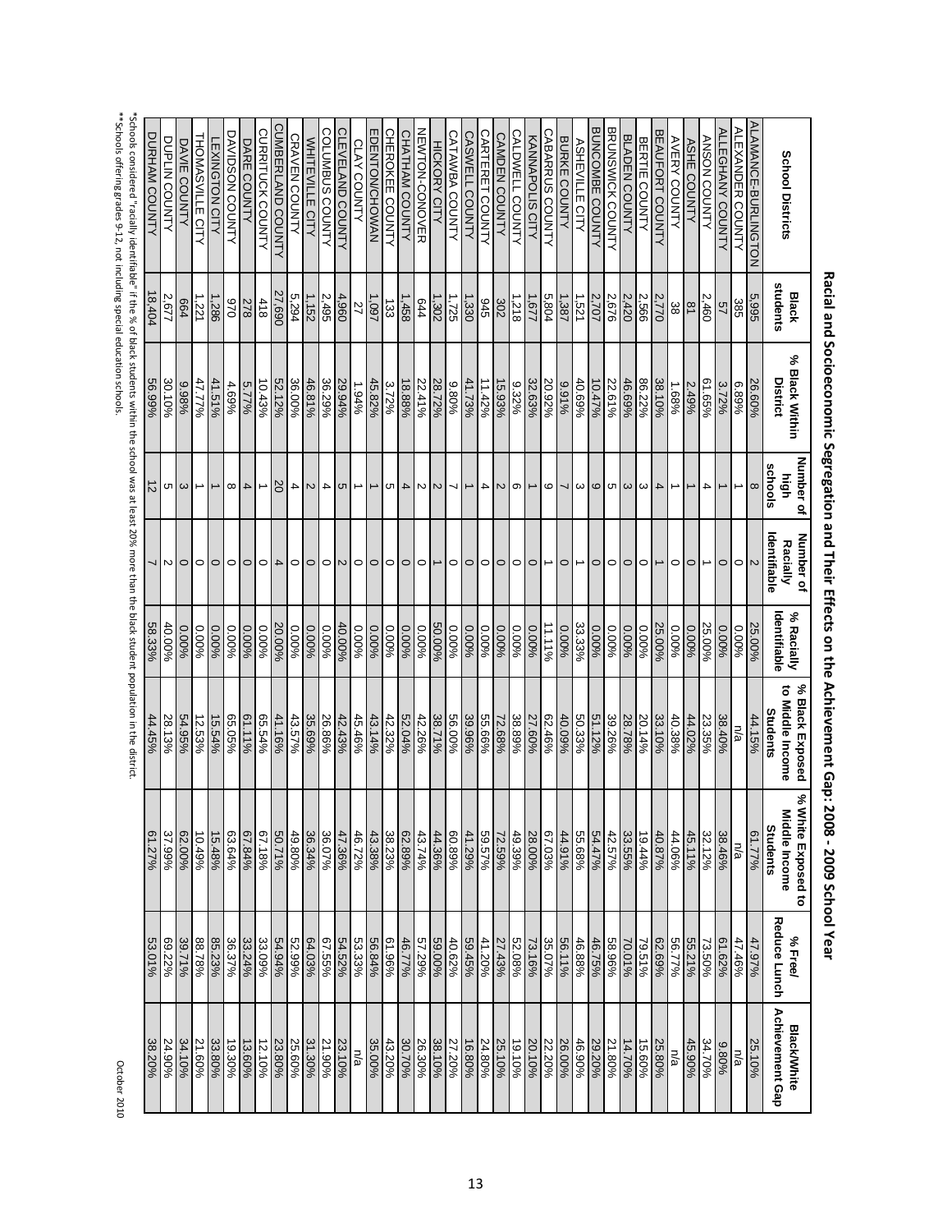# Racial and Socioeconomic Segregation and Their Effects on the Achievement Gap: 2008 - 2009 School Year

| School Districts | Black students | % Black Within District | Number of high schools | Number of Racially Identifiable | % Racially Identifiable | % Black Exposed to Middle Income Students | % White Exposed to Middle Income Students | % Free/ Reduce Lunch | Black/White Achievement Gap |
|---|---|---|---|---|---|---|---|---|---|
| ALAMANCE-BURLINGTON | 5,995 | 26.60% | 8 | 2 | 25.00% | 44.15% | 61.77% | 47.97% | 25.10% |
| ALEXANDER COUNTY | 385 | 6.89% | 1 | 0 | 0.00% | n/a | n/a | 47.46% | n/a |
| ALLEGHANY COUNTY | 57 | 3.72% | 1 | 0 | 0.00% | 38.40% | 38.46% | 61.62% | 9.80% |
| ANSON COUNTY | 2,460 | 61.65% | 4 | 1 | 25.00% | 23.35% | 32.12% | 73.50% | 34.70% |
| ASHE COUNTY | 81 | 2.49% | 1 | 0 | 0.00% | 44.02% | 45.11% | 55.21% | 45.90% |
| AVERY COUNTY | 38 | 1.68% | 1 | 0 | 0.00% | 40.38% | 44.06% | 56.77% | n/a |
| BEAUFORT COUNTY | 2,770 | 38.10% | 4 | 1 | 25.00% | 33.10% | 40.87% | 62.69% | 25.80% |
| BERTIE COUNTY | 2,566 | 86.22% | 3 | 0 | 0.00% | 20.14% | 19.44% | 79.51% | 15.60% |
| BLADEN COUNTY | 2,420 | 46.69% | 3 | 0 | 0.00% | 28.78% | 33.55% | 70.01% | 14.70% |
| BRUNSWICK COUNTY | 2,676 | 22.61% | 5 | 0 | 0.00% | 39.26% | 42.57% | 58.96% | 21.80% |
| BUNCOMBE COUNTY | 2,707 | 10.47% | 9 | 0 | 0.00% | 51.12% | 54.47% | 46.75% | 29.20% |
| ASHEVILLE CITY | 1,521 | 40.69% | 3 | 1 | 33.33% | 50.33% | 55.68% | 46.88% | 46.90% |
| BURKE COUNTY | 1,387 | 9.91% | 7 | 0 | 0.00% | 40.09% | 44.91% | 56.11% | 26.00% |
| CABARRUS COUNTY | 5,804 | 20.92% | 9 | 1 | 11.11% | 62.46% | 67.03% | 35.07% | 22.20% |
| KANNAPOLIS CITY | 1,677 | 32.63% | 1 | 0 | 0.00% | 27.60% | 28.00% | 73.16% | 20.10% |
| CALDWELL COUNTY | 1,218 | 9.32% | 6 | 0 | 0.00% | 38.89% | 49.39% | 52.08% | 19.10% |
| CAMDEN COUNTY | 302 | 15.93% | 2 | 0 | 0.00% | 72.68% | 72.59% | 27.43% | 25.10% |
| CARTERET COUNTY | 945 | 11.42% | 4 | 0 | 0.00% | 55.66% | 59.57% | 41.20% | 24.80% |
| CASWELL COUNTY | 1,330 | 41.73% | 1 | 0 | 0.00% | 39.96% | 41.29% | 59.45% | 16.80% |
| CATAWBA COUNTY | 1,725 | 9.80% | 7 | 0 | 0.00% | 56.00% | 60.89% | 40.62% | 27.20% |
| HICKORY CITY | 1,302 | 28.72% | 2 | 1 | 50.00% | 38.71% | 44.36% | 59.00% | 38.10% |
| NEWTON-CONOVER | 644 | 22.41% | 2 | 0 | 0.00% | 42.26% | 43.74% | 57.29% | 26.30% |
| CHATHAM COUNTY | 1,458 | 18.88% | 4 | 0 | 0.00% | 52.04% | 62.89% | 46.77% | 30.70% |
| CHEROKEE COUNTY | 133 | 3.72% | 5 | 0 | 0.00% | 42.32% | 38.23% | 61.96% | 43.20% |
| EDENTON/CHOWAN | 1,097 | 45.82% | 1 | 0 | 0.00% | 43.14% | 43.38% | 56.84% | 35.00% |
| CLAY COUNTY | 27 | 1.94% | 1 | 0 | 0.00% | 45.46% | 46.72% | 53.33% | n/a |
| CLEVELAND COUNTY | 4,960 | 29.94% | 5 | 2 | 40.00% | 42.43% | 47.36% | 54.52% | 23.10% |
| COLUMBUS COUNTY | 2,495 | 36.29% | 4 | 0 | 0.00% | 26.86% | 36.07% | 67.55% | 21.90% |
| WHITEVILLE CITY | 1,152 | 46.81% | 2 | 0 | 0.00% | 35.69% | 36.34% | 64.03% | 31.30% |
| CRAVEN COUNTY | 5,294 | 36.00% | 4 | 0 | 0.00% | 43.57% | 49.80% | 52.99% | 25.60% |
| CUMBERLAND COUNTY | 27,690 | 52.12% | 20 | 4 | 20.00% | 41.16% | 50.71% | 54.94% | 23.80% |
| CURRITUCK COUNTY | 418 | 10.43% | 1 | 0 | 0.00% | 65.54% | 67.18% | 33.09% | 12.10% |
| DARE COUNTY | 278 | 5.77% | 4 | 0 | 0.00% | 61.11% | 67.84% | 33.24% | 13.60% |
| DAVIDSON COUNTY | 970 | 4.69% | 8 | 0 | 0.00% | 65.05% | 63.64% | 36.37% | 19.30% |
| LEXINGTON CITY | 1,286 | 41.51% | 1 | 0 | 0.00% | 15.54% | 15.48% | 85.23% | 33.80% |
| THOMASVILLE CITY | 1,221 | 47.77% | 1 | 0 | 0.00% | 12.53% | 10.49% | 88.78% | 21.60% |
| DAVIE COUNTY | 664 | 9.98% | 3 | 0 | 0.00% | 54.95% | 62.00% | 39.71% | 34.10% |
| DUPLIN COUNTY | 2,677 | 30.10% | 5 | 2 | 40.00% | 28.13% | 37.99% | 69.22% | 24.90% |
| DURHAM COUNTY | 18,404 | 56.99% | 12 | 7 | 58.33% | 44.45% | 61.27% | 53.01% | 38.20% |

*Schools considered "racially identifiable" if the % of black students within the school was at least 20% more than the black student population in the district.
**Schools offering grades 9-12, not including special education schools.

October 2010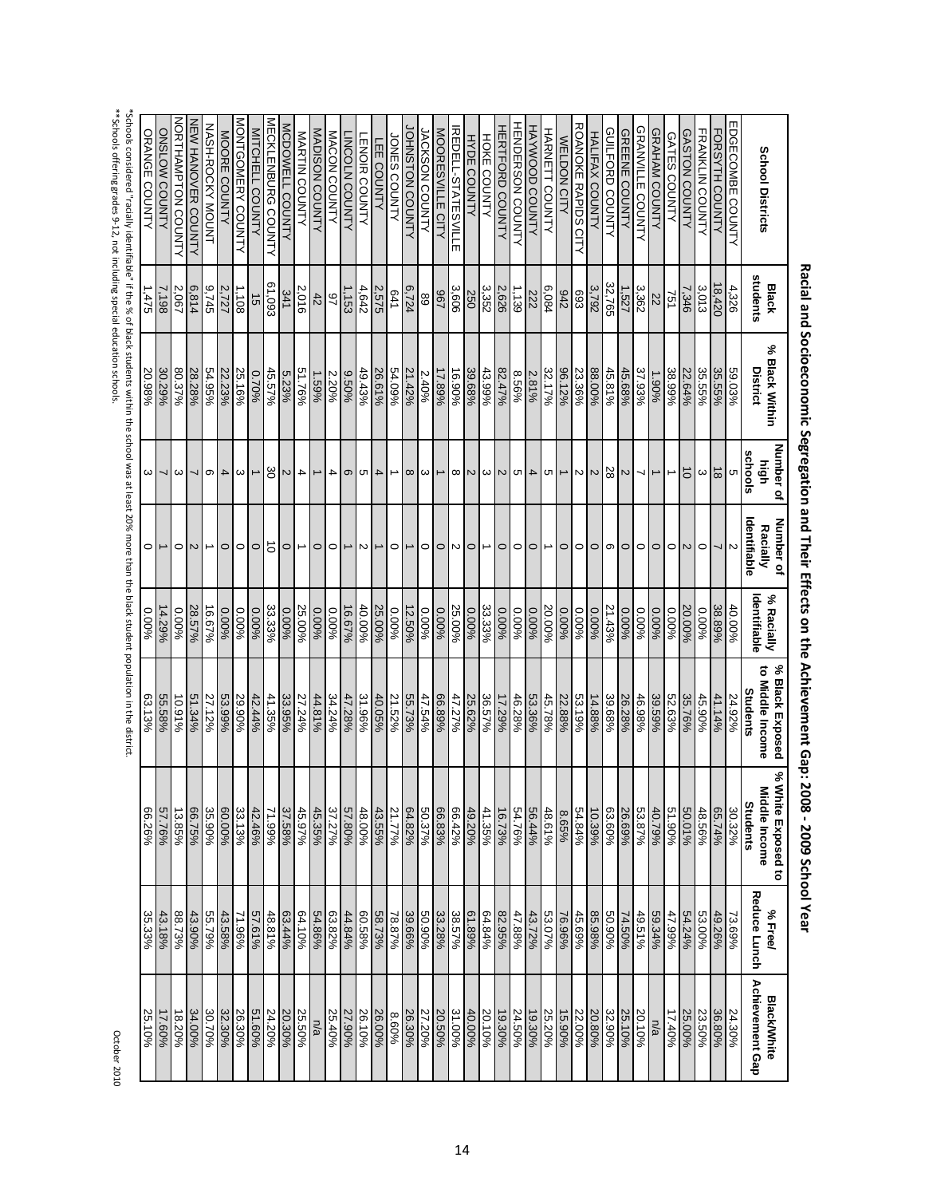# Racial and Socioeconomic Segregation and Their Effects on the Achievement Gap: 2008 - 2009 School Year

| School Districts | Black students | % Black Within District | Number of high schools | Number of Racially Identifiable | % Racially Identifiable | % Black Exposed to Middle Income Students | % White Exposed to Middle Income Students | % Free/ Reduce Lunch | Black/White Achievement Gap |
|---|---|---|---|---|---|---|---|---|---|
| EDGECOMBE COUNTY | 4,326 | 59.03% | 5 | 2 | 40.00% | 24.92% | 30.32% | 73.69% | 24.30% |
| FORSYTH COUNTY | 18,420 | 35.55% | 18 | 7 | 38.89% | 41.14% | 65.74% | 49.26% | 36.80% |
| FRANKLIN COUNTY | 3,013 | 35.55% | 3 | 0 | 0.00% | 45.90% | 48.56% | 53.00% | 23.50% |
| GASTON COUNTY | 7,346 | 22.64% | 10 | 2 | 20.00% | 35.76% | 50.01% | 54.24% | 25.00% |
| GATES COUNTY | 751 | 38.99% | 1 | 0 | 0.00% | 52.63% | 51.90% | 47.99% | 17.40% |
| GRAHAM COUNTY | 22 | 1.90% | 1 | 0 | 0.00% | 39.59% | 40.79% | 59.34% | n/a |
| GRANVILLE COUNTY | 3,362 | 37.93% | 7 | 0 | 0.00% | 46.98% | 53.87% | 49.51% | 20.10% |
| ROANOKE RAPIDS CITY | 693 | 23.36% | 2 | 0 | 0.00% | 53.19% | 54.84% | 45.69% | 22.00% |
| GREENE COUNTY | 1,527 | 45.68% | 2 | 0 | 0.00% | 26.28% | 26.69% | 74.50% | 25.10% |
| GUILFORD COUNTY | 32,765 | 45.81% | 28 | 6 | 21.43% | 39.68% | 63.60% | 50.90% | 32.90% |
| HALIFAX COUNTY | 3,792 | 88.00% | 2 | 0 | 0.00% | 14.88% | 10.39% | 85.98% | 20.80% |
| WELDON CITY | 942 | 96.12% | 1 | 0 | 0.00% | 22.88% | 8.65% | 76.96% | 15.90% |
| HARNETT COUNTY | 6,084 | 32.17% | 5 | 1 | 20.00% | 45.78% | 48.61% | 53.07% | 25.20% |
| HAYWOOD COUNTY | 222 | 2.81% | 4 | 0 | 0.00% | 53.36% | 56.44% | 43.72% | 19.30% |
| HENDERSON COUNTY | 1,139 | 8.56% | 5 | 0 | 0.00% | 46.28% | 54.76% | 47.88% | 24.50% |
| HERTFORD COUNTY | 2,626 | 82.47% | 2 | 0 | 0.00% | 17.29% | 16.73% | 82.95% | 19.30% |
| HOKE COUNTY | 3,352 | 43.99% | 3 | 1 | 33.33% | 36.57% | 41.35% | 64.84% | 20.10% |
| HYDE COUNTY | 250 | 39.68% | 2 | 0 | 0.00% | 25.62% | 49.20% | 61.89% | 40.00% |
| IREDELL-STATESVILLE | 3,606 | 16.90% | 8 | 2 | 25.00% | 47.27% | 66.42% | 38.57% | 31.00% |
| MOORESVILLE CITY | 967 | 17.89% | 1 | 0 | 0.00% | 66.89% | 66.83% | 33.28% | 20.50% |
| JACKSON COUNTY | 89 | 2.40% | 3 | 0 | 0.00% | 47.54% | 50.37% | 50.90% | 27.20% |
| JOHNSTON COUNTY | 6,724 | 21.42% | 8 | 1 | 12.50% | 55.73% | 64.82% | 39.66% | 26.30% |
| JONES COUNTY | 641 | 54.09% | 1 | 0 | 0.00% | 21.52% | 21.77% | 78.87% | 8.60% |
| LEE COUNTY | 2,575 | 26.61% | 4 | 1 | 25.00% | 40.05% | 43.55% | 58.73% | 26.00% |
| LENOIR COUNTY | 4,642 | 49.43% | 5 | 2 | 40.00% | 31.96% | 48.00% | 60.58% | 26.10% |
| LINCOLN COUNTY | 1,153 | 9.50% | 6 | 1 | 16.67% | 47.28% | 57.80% | 44.84% | 27.90% |
| MACON COUNTY | 97 | 2.20% | 4 | 0 | 0.00% | 34.24% | 37.27% | 63.82% | 25.40% |
| MADISON COUNTY | 42 | 1.59% | 1 | 0 | 0.00% | 44.81% | 45.35% | 54.86% | n/a |
| MARTIN COUNTY | 2,016 | 51.76% | 4 | 1 | 25.00% | 27.24% | 45.97% | 64.10% | 25.50% |
| MCDOWELL COUNTY | 341 | 5.23% | 2 | 0 | 0.00% | 33.95% | 37.58% | 63.44% | 20.30% |
| MECKLENBURG COUNTY | 61,093 | 45.57% | 30 | 10 | 33.33% | 41.35% | 71.99% | 48.81% | 24.20% |
| MITCHELL COUNTY | 15 | 0.70% | 1 | 0 | 0.00% | 42.44% | 42.46% | 57.61% | 51.60% |
| MONTGOMERY COUNTY | 1,108 | 25.16% | 3 | 0 | 0.00% | 29.90% | 33.13% | 71.96% | 26.30% |
| MOORE COUNTY | 2,727 | 22.23% | 4 | 0 | 0.00% | 53.99% | 60.00% | 43.58% | 32.30% |
| NASH-ROCKY MOUNT | 9,745 | 54.95% | 6 | 1 | 16.67% | 27.12% | 35.90% | 55.79% | 30.70% |
| NEW HANOVER COUNTY | 6,814 | 28.28% | 7 | 2 | 28.57% | 51.34% | 66.75% | 43.90% | 34.00% |
| NORTHAMPTON COUNTY | 2,067 | 80.37% | 3 | 0 | 0.00% | 10.91% | 13.85% | 88.73% | 18.20% |
| ONSLOW COUNTY | 7,198 | 30.29% | 7 | 1 | 14.29% | 55.58% | 57.76% | 43.18% | 17.60% |
| ORANGE COUNTY | 1,475 | 20.98% | 3 | 0 | 0.00% | 63.13% | 66.26% | 35.33% | 25.10% |

*Schools considered "racially identifiable" if the % of black students within the school was at least 20% more than the black student population in the district.
**Schools offering grades 9-12, not including special education schools.

October 2010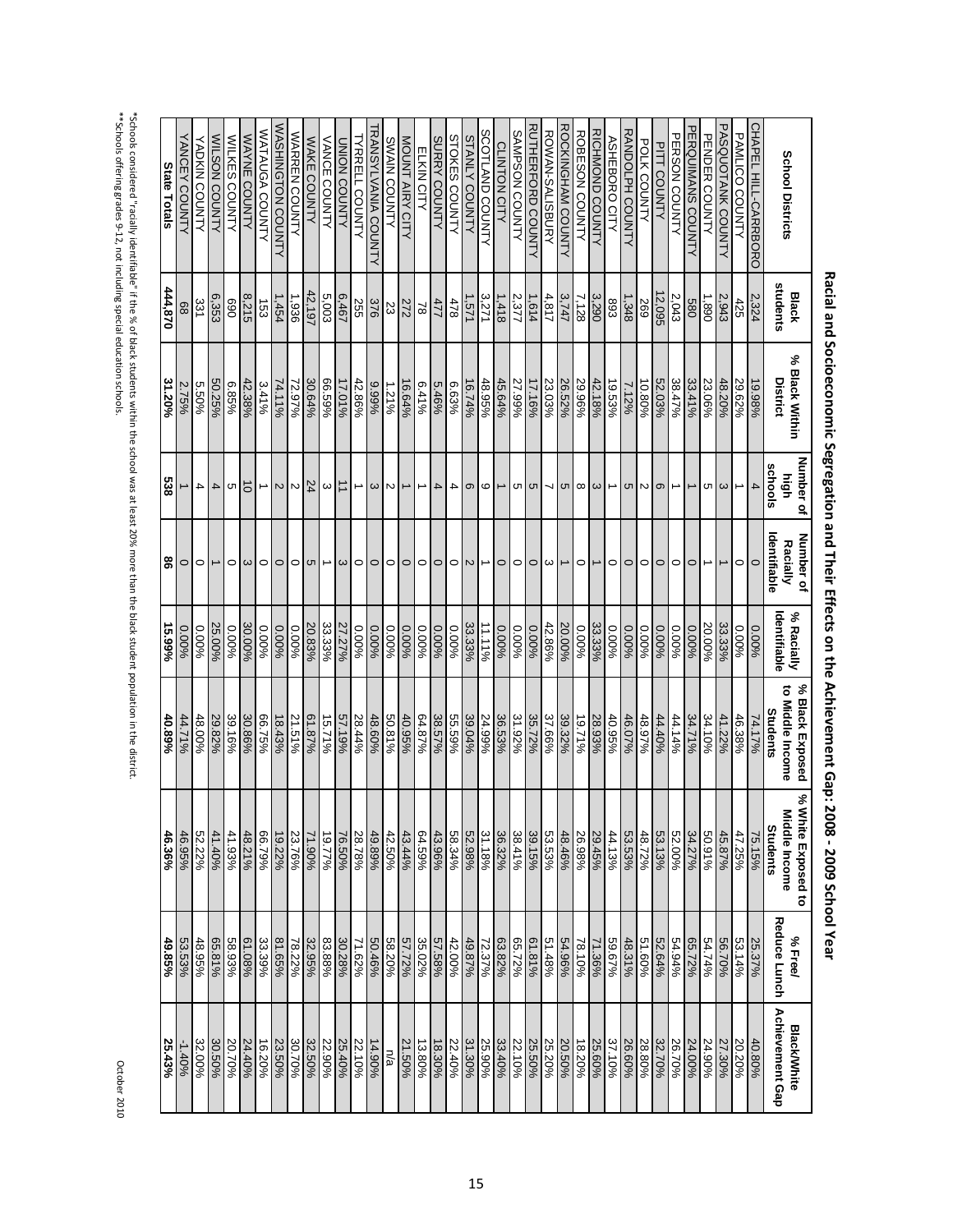# Racial and Socioeconomic Segregation and Their Effects on the Achievement Gap: 2008 - 2009 School Year

| School Districts | Black students | % Black Within District | Number of high schools | Number of Racially Identifiable | % Racially Identifiable | % Black Exposed to Middle Income Students | % White Exposed to Middle Income Students | % Free/ Reduce Lunch | Black/White Achievement Gap |
|---|---|---|---|---|---|---|---|---|---|
| CHAPEL HILL-CARRBORO | 2,324 | 19.98% | 4 | 0 | 0.00% | 74.17% | 75.15% | 25.37% | 40.80% |
| PAMLICO COUNTY | 425 | 29.62% | 1 | 0 | 0.00% | 46.38% | 47.25% | 53.14% | 20.20% |
| PASQUOTANK COUNTY | 2,943 | 48.20% | 3 | 1 | 33.33% | 41.22% | 45.87% | 56.70% | 27.30% |
| PENDER COUNTY | 1,890 | 23.06% | 5 | 1 | 20.00% | 34.10% | 50.91% | 54.74% | 24.90% |
| PERQUIMANS COUNTY | 580 | 33.41% | 1 | 0 | 0.00% | 34.71% | 34.27% | 65.72% | 24.00% |
| PERSON COUNTY | 2,043 | 38.47% | 1 | 0 | 0.00% | 44.14% | 52.00% | 54.94% | 26.70% |
| PITT COUNTY | 12,095 | 52.03% | 6 | 0 | 0.00% | 44.40% | 53.13% | 52.64% | 32.70% |
| POLK COUNTY | 269 | 10.80% | 2 | 0 | 0.00% | 48.97% | 48.72% | 51.60% | 28.80% |
| RANDOLPH COUNTY | 1,348 | 7.12% | 5 | 0 | 0.00% | 46.07% | 53.53% | 48.31% | 26.60% |
| ASHEBORO CITY | 893 | 19.53% | 1 | 0 | 0.00% | 40.95% | 44.13% | 59.67% | 37.10% |
| RICHMOND COUNTY | 3,290 | 42.18% | 3 | 1 | 33.33% | 26.93% | 29.45% | 71.36% | 25.60% |
| ROBESON COUNTY | 7,128 | 29.96% | 8 | 0 | 0.00% | 19.71% | 26.98% | 78.10% | 18.20% |
| ROCKINGHAM COUNTY | 3,747 | 26.52% | 5 | 1 | 20.00% | 39.32% | 48.46% | 54.96% | 20.50% |
| ROWAN-SALISBURY | 4,817 | 23.03% | 7 | 3 | 42.86% | 37.66% | 53.53% | 51.48% | 25.20% |
| RUTHERFORD COUNTY | 1,614 | 17.16% | 5 | 0 | 0.00% | 35.72% | 39.15% | 61.81% | 25.50% |
| SAMPSON COUNTY | 2,377 | 27.99% | 5 | 0 | 0.00% | 31.92% | 38.41% | 65.72% | 22.10% |
| CLINTON CITY | 1,418 | 45.64% | 1 | 0 | 0.00% | 36.53% | 36.32% | 63.82% | 33.40% |
| SCOTLAND COUNTY | 3,271 | 48.95% | 9 | 1 | 11.11% | 24.99% | 31.18% | 72.37% | 25.90% |
| STANLY COUNTY | 1,571 | 16.74% | 6 | 2 | 33.33% | 39.04% | 52.98% | 49.87% | 31.30% |
| STOKES COUNTY | 478 | 6.63% | 4 | 0 | 0.00% | 55.59% | 58.34% | 42.00% | 22.40% |
| SURRY COUNTY | 477 | 5.46% | 4 | 0 | 0.00% | 38.57% | 43.96% | 57.58% | 18.30% |
| ELKIN CITY | 78 | 6.41% | 1 | 0 | 0.00% | 64.87% | 64.59% | 35.02% | 13.80% |
| MOUNT AIRY CITY | 272 | 16.64% | 1 | 0 | 0.00% | 40.95% | 43.44% | 57.72% | 21.50% |
| SWAIN COUNTY | 23 | 1.21% | 2 | 0 | 0.00% | 50.81% | 42.50% | 58.20% | n/a |
| TRANSYLVANIA COUNTY | 376 | 9.99% | 3 | 0 | 0.00% | 48.60% | 49.89% | 50.46% | 14.90% |
| TYRRELL COUNTY | 255 | 42.86% | 1 | 0 | 0.00% | 28.44% | 28.78% | 71.62% | 22.10% |
| UNION COUNTY | 6,467 | 17.01% | 11 | 3 | 27.27% | 57.19% | 76.50% | 30.28% | 25.40% |
| VANCE COUNTY | 5,003 | 66.59% | 3 | 1 | 33.33% | 15.71% | 19.77% | 83.88% | 22.90% |
| WAKE COUNTY | 42,197 | 30.64% | 24 | 5 | 20.83% | 61.87% | 71.90% | 32.95% | 32.50% |
| WARREN COUNTY | 1,936 | 72.97% | 2 | 0 | 0.00% | 21.51% | 23.76% | 78.22% | 30.70% |
| WASHINGTON COUNTY | 1,454 | 74.11% | 2 | 0 | 0.00% | 18.43% | 19.22% | 81.65% | 23.50% |
| WATAUGA COUNTY | 153 | 3.41% | 1 | 0 | 0.00% | 66.75% | 66.79% | 33.39% | 16.20% |
| WAYNE COUNTY | 8,215 | 42.38% | 10 | 3 | 30.00% | 30.86% | 48.21% | 61.08% | 24.40% |
| WILKES COUNTY | 690 | 6.85% | 5 | 0 | 0.00% | 39.16% | 41.93% | 58.93% | 20.70% |
| WILSON COUNTY | 6,353 | 50.25% | 4 | 1 | 25.00% | 29.82% | 41.40% | 65.81% | 30.50% |
| YADKIN COUNTY | 331 | 5.50% | 4 | 0 | 0.00% | 48.00% | 52.22% | 48.95% | 32.00% |
| YANCEY COUNTY | 68 | 2.75% | 1 | 0 | 0.00% | 44.71% | 46.95% | 53.53% | -1.40% |
| **State Totals** | **444,870** | **31.20%** | **538** | **86** | **15.99%** | **40.89%** | **46.36%** | **49.85%** | **25.43%** |

*Schools considered "racially identifiable" if the % of black students within the school was at least 20% more than the black student population in the district.
**Schools offering grades 9-12, not including special education schools.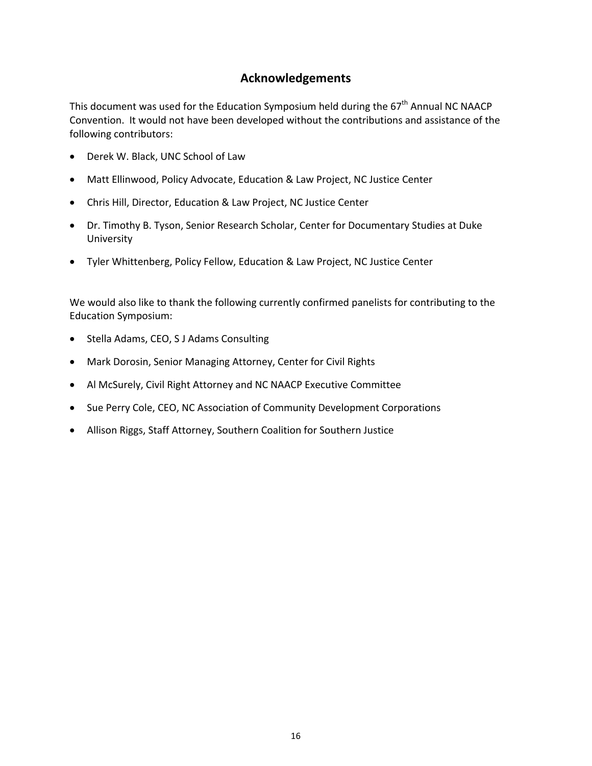## Acknowledgements

This document was used for the Education Symposium held during the 67th Annual NC NAACP Convention. It would not have been developed without the contributions and assistance of the following contributors:

- Derek W. Black, UNC School of Law
- Matt Ellinwood, Policy Advocate, Education & Law Project, NC Justice Center
- Chris Hill, Director, Education & Law Project, NC Justice Center
- Dr. Timothy B. Tyson, Senior Research Scholar, Center for Documentary Studies at Duke University
- Tyler Whittenberg, Policy Fellow, Education & Law Project, NC Justice Center

We would also like to thank the following currently confirmed panelists for contributing to the Education Symposium:

- Stella Adams, CEO, S J Adams Consulting
- Mark Dorosin, Senior Managing Attorney, Center for Civil Rights
- Al McSurely, Civil Right Attorney and NC NAACP Executive Committee
- Sue Perry Cole, CEO, NC Association of Community Development Corporations
- Allison Riggs, Staff Attorney, Southern Coalition for Southern Justice